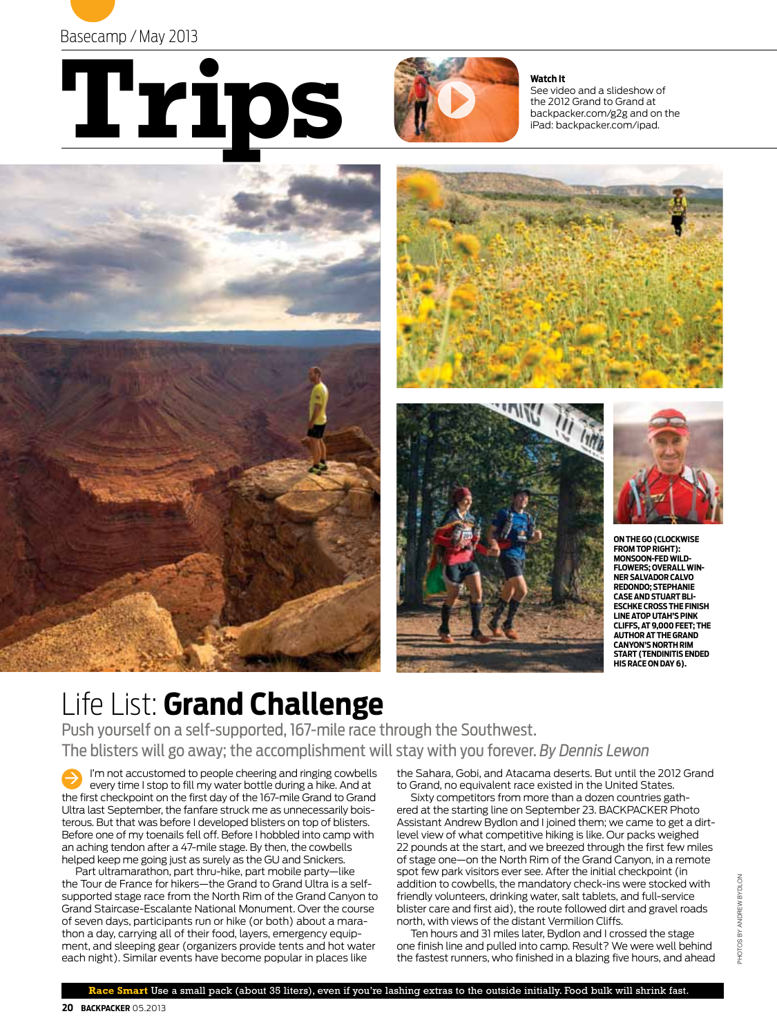Basecamp / May 2013

# Trips

**Watch It**
See video and a slideshow of the 2012 Grand to Grand at backpacker.com/g2g and on the iPad: backpacker.com/ipad.

**ON THE GO (CLOCKWISE FROM TOP RIGHT): MONSOON-FED WILDFLOWERS; OVERALL WINNER SALVADOR CALVO REDONDO; STEPHANIE CASE AND STUART BLIESCHKE CROSS THE FINISH LINE ATOP UTAH'S PINK CLIFFS, AT 9,000 FEET; THE AUTHOR AT THE GRAND CANYON'S NORTH RIM START (TENDINITIS ENDED HIS RACE ON DAY 6).**

## Life List: **Grand Challenge**

Push yourself on a self-supported, 167-mile race through the Southwest. The blisters will go away; the accomplishment will stay with you forever. *By Dennis Lewon*

I'm not accustomed to people cheering and ringing cowbells every time I stop to fill my water bottle during a hike. And at the first checkpoint on the first day of the 167-mile Grand to Grand Ultra last September, the fanfare struck me as unnecessarily boisterous. But that was before I developed blisters on top of blisters. Before one of my toenails fell off. Before I hobbled into camp with an aching tendon after a 47-mile stage. By then, the cowbells helped keep me going just as surely as the GU and Snickers.

Part ultramarathon, part thru-hike, part mobile party—like the Tour de France for hikers—the Grand to Grand Ultra is a self-supported stage race from the North Rim of the Grand Canyon to Grand Staircase-Escalante National Monument. Over the course of seven days, participants run or hike (or both) about a marathon a day, carrying all of their food, layers, emergency equipment, and sleeping gear (organizers provide tents and hot water each night). Similar events have become popular in places like the Sahara, Gobi, and Atacama deserts. But until the 2012 Grand to Grand, no equivalent race existed in the United States.

Sixty competitors from more than a dozen countries gathered at the starting line on September 23. BACKPACKER Photo Assistant Andrew Bydlon and I joined them; we came to get a dirt-level view of what competitive hiking is like. Our packs weighed 22 pounds at the start, and we breezed through the first few miles of stage one—on the North Rim of the Grand Canyon, in a remote spot few park visitors ever see. After the initial checkpoint (in addition to cowbells, the mandatory check-ins were stocked with friendly volunteers, drinking water, salt tablets, and full-service blister care and first aid), the route followed dirt and gravel roads north, with views of the distant Vermilion Cliffs.

Ten hours and 31 miles later, Bydlon and I crossed the stage one finish line and pulled into camp. Result? We were well behind the fastest runners, who finished in a blazing five hours, and ahead

PHOTOS BY ANDREW BYDLON

**Race Smart** Use a small pack (about 35 liters), even if you're lashing extras to the outside initially. Food bulk will shrink fast.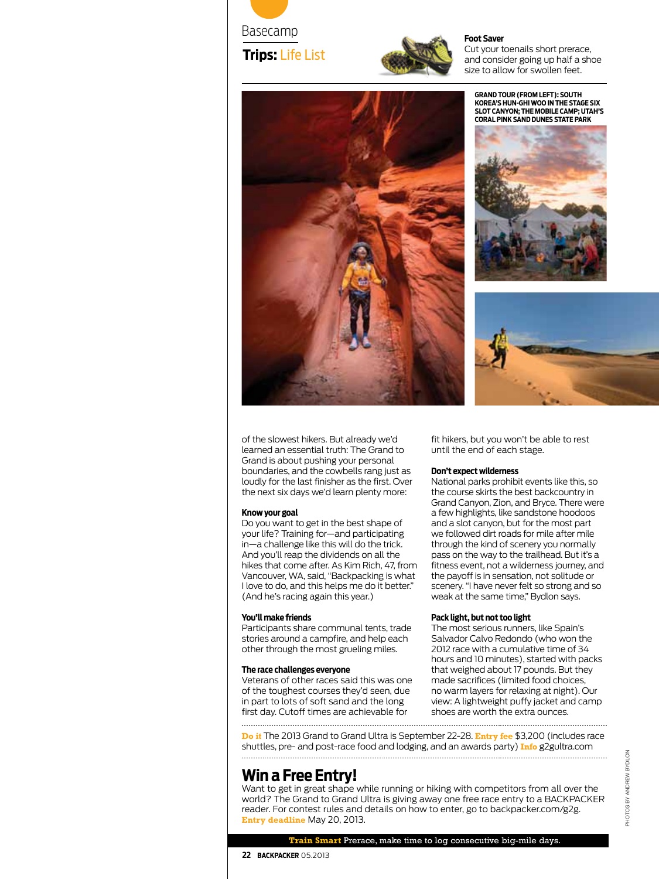Basecamp

## Trips: Life List

**Foot Saver**
Cut your toenails short prerace, and consider going up half a shoe size to allow for swollen feet.

GRAND TOUR (FROM LEFT): SOUTH KOREA'S HUN-GHI WOO IN THE STAGE SIX SLOT CANYON; THE MOBILE CAMP; UTAH'S CORAL PINK SAND DUNES STATE PARK

of the slowest hikers. But already we'd learned an essential truth: The Grand to Grand is about pushing your personal boundaries, and the cowbells rang just as loudly for the last finisher as the first. Over the next six days we'd learn plenty more:

### Know your goal

Do you want to get in the best shape of your life? Training for—and participating in—a challenge like this will do the trick. And you'll reap the dividends on all the hikes that come after. As Kim Rich, 47, from Vancouver, WA, said, "Backpacking is what I love to do, and this helps me do it better." (And he's racing again this year.)

### You'll make friends

Participants share communal tents, trade stories around a campfire, and help each other through the most grueling miles.

### The race challenges everyone

Veterans of other races said this was one of the toughest courses they'd seen, due in part to lots of soft sand and the long first day. Cutoff times are achievable for fit hikers, but you won't be able to rest until the end of each stage.

### Don't expect wilderness

National parks prohibit events like this, so the course skirts the best backcountry in Grand Canyon, Zion, and Bryce. There were a few highlights, like sandstone hoodoos and a slot canyon, but for the most part we followed dirt roads for mile after mile through the kind of scenery you normally pass on the way to the trailhead. But it's a fitness event, not a wilderness journey, and the payoff is in sensation, not solitude or scenery. "I have never felt so strong and so weak at the same time," Bydlon says.

### Pack light, but not too light

The most serious runners, like Spain's Salvador Calvo Redondo (who won the 2012 race with a cumulative time of 34 hours and 10 minutes), started with packs that weighed about 17 pounds. But they made sacrifices (limited food choices, no warm layers for relaxing at night). Our view: A lightweight puffy jacket and camp shoes are worth the extra ounces.

**Do it** The 2013 Grand to Grand Ultra is September 22–28. **Entry fee** $3,200 (includes race shuttles, pre- and post-race food and lodging, and an awards party) **Info** g2gultra.com

## Win a Free Entry!

Want to get in great shape while running or hiking with competitors from all over the world? The Grand to Grand Ultra is giving away one free race entry to a BACKPACKER reader. For contest rules and details on how to enter, go to backpacker.com/g2g. **Entry deadline** May 20, 2013.

**Train Smart** Prerace, make time to log consecutive big-mile days.

PHOTOS BY ANDREW BYDLON